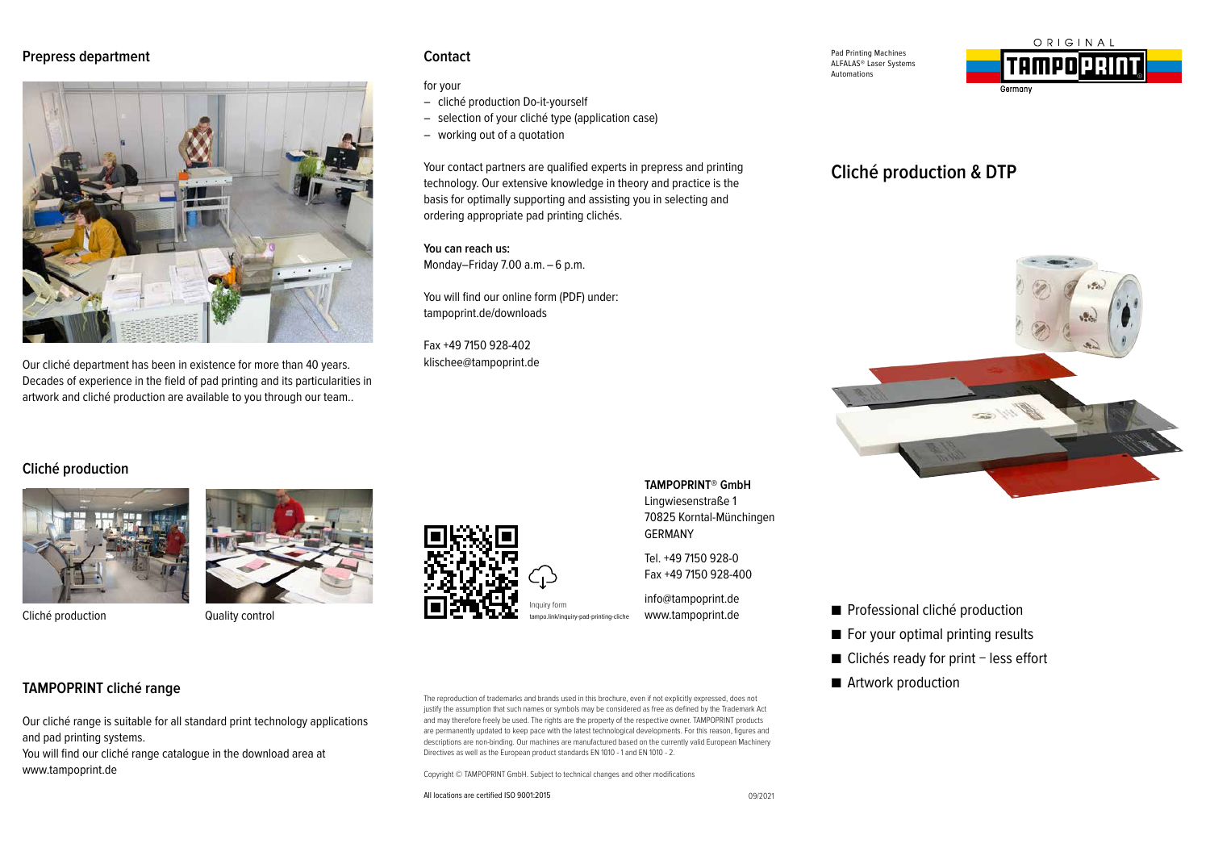## Prepress department

Our cliché department has been in existence for more than 40 years. Decades of experience in the field of pad printing and its particularities in artwork and cliché production are available to you through our team..

## Cliché production

Cliché production

Quality control

## TAMPOPRINT cliché range

Our cliché range is suitable for all standard print technology applications and pad printing systems.
You will find our cliché range catalogue in the download area at www.tampoprint.de

## Contact

for your

- cliché production Do-it-yourself
- selection of your cliché type (application case)
- working out of a quotation

Your contact partners are qualified experts in prepress and printing technology. Our extensive knowledge in theory and practice is the basis for optimally supporting and assisting you in selecting and ordering appropriate pad printing clichés.

**You can reach us:**
Monday–Friday 7.00 a.m. – 6 p.m.

You will find our online form (PDF) under:
tampoprint.de/downloads

Fax +49 7150 928-402
klischee@tampoprint.de

Inquiry form
tampo.link/inquiry-pad-printing-cliche

**TAMPOPRINT® GmbH**
Lingwiesenstraße 1
70825 Korntal-Münchingen
GERMANY

Tel. +49 7150 928-0
Fax +49 7150 928-400

info@tampoprint.de
www.tampoprint.de

The reproduction of trademarks and brands used in this brochure, even if not explicitly expressed, does not justify the assumption that such names or symbols may be considered as free as defined by the Trademark Act and may therefore freely be used. The rights are the property of the respective owner. TAMPOPRINT products are permanently updated to keep pace with the latest technological developments. For this reason, figures and descriptions are non-binding. Our machines are manufactured based on the currently valid European Machinery Directives as well as the European product standards EN 1010 - 1 and EN 1010 - 2.

Copyright © TAMPOPRINT GmbH. Subject to technical changes and other modifications

All locations are certified ISO 9001:2015

09/2021

Pad Printing Machines
ALFALAS® Laser Systems
Automations

ORIGINAL TAMPOPRINT Germany

# Cliché production & DTP

- Professional cliché production
- For your optimal printing results
- Clichés ready for print – less effort
- Artwork production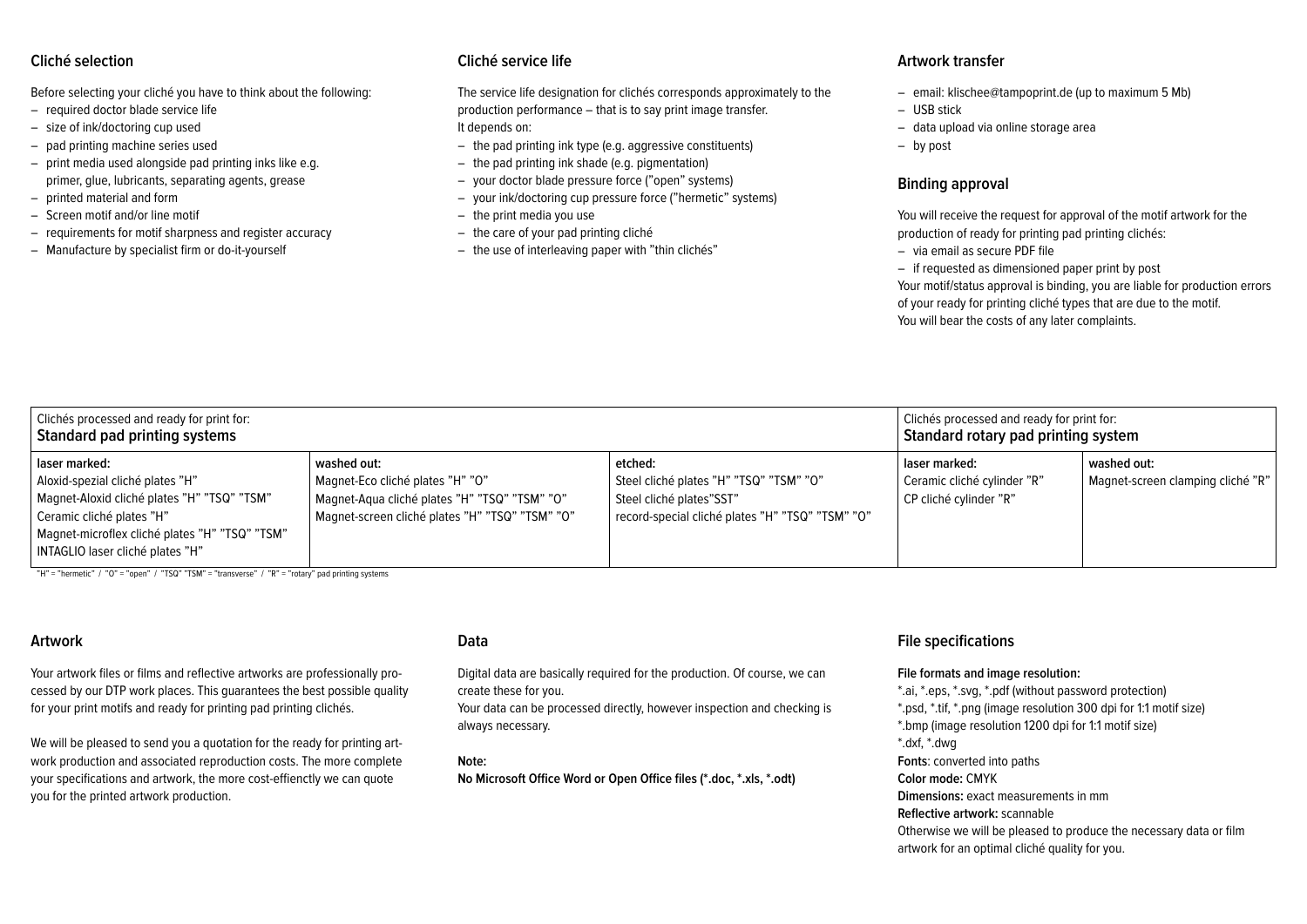## Cliché selection

Before selecting your cliché you have to think about the following:

- required doctor blade service life
- size of ink/doctoring cup used
- pad printing machine series used
- print media used alongside pad printing inks like e.g. primer, glue, lubricants, separating agents, grease
- printed material and form
- Screen motif and/or line motif
- requirements for motif sharpness and register accuracy
- Manufacture by specialist firm or do-it-yourself

## Cliché service life

The service life designation for clichés corresponds approximately to the production performance – that is to say print image transfer.
It depends on:

- the pad printing ink type (e.g. aggressive constituents)
- the pad printing ink shade (e.g. pigmentation)
- your doctor blade pressure force ("open" systems)
- your ink/doctoring cup pressure force ("hermetic" systems)
- the print media you use
- the care of your pad printing cliché
- the use of interleaving paper with "thin clichés"

## Artwork transfer

- email: klischee@tampoprint.de (up to maximum 5 Mb)
- USB stick
- data upload via online storage area
- by post

## Binding approval

You will receive the request for approval of the motif artwork for the production of ready for printing pad printing clichés:

- via email as secure PDF file
- if requested as dimensioned paper print by post

Your motif/status approval is binding, you are liable for production errors of your ready for printing cliché types that are due to the motif.
You will bear the costs of any later complaints.

| Clichés processed and ready for print for: **Standard pad printing systems** | | | Clichés processed and ready for print for: **Standard rotary pad printing system** | |
|---|---|---|---|---|
| **laser marked:**<br>Aloxid-spezial cliché plates "H"<br>Magnet-Aloxid cliché plates "H" "TSQ" "TSM"<br>Ceramic cliché plates "H"<br>Magnet-microflex cliché plates "H" "TSQ" "TSM"<br>INTAGLIO laser cliché plates "H" | **washed out:**<br>Magnet-Eco cliché plates "H" "O"<br>Magnet-Aqua cliché plates "H" "TSQ" "TSM" "O"<br>Magnet-screen cliché plates "H" "TSQ" "TSM" "O" | **etched:**<br>Steel cliché plates "H" "TSQ" "TSM" "O"<br>Steel cliché plates"SST"<br>record-special cliché plates "H" "TSQ" "TSM" "O" | **laser marked:**<br>Ceramic cliché cylinder "R"<br>CP cliché cylinder "R" | **washed out:**<br>Magnet-screen clamping cliché "R" |

"H" = "hermetic" / "O" = "open" / "TSQ" "TSM" = "transverse" / "R" = "rotary" pad printing systems

## Artwork

Your artwork files or films and reflective artworks are professionally processed by our DTP work places. This guarantees the best possible quality for your print motifs and ready for printing pad printing clichés.

We will be pleased to send you a quotation for the ready for printing artwork production and associated reproduction costs. The more complete your specifications and artwork, the more cost-effienctly we can quote you for the printed artwork production.

## Data

Digital data are basically required for the production. Of course, we can create these for you.
Your data can be processed directly, however inspection and checking is always necessary.

**Note:**
**No Microsoft Office Word or Open Office files (*.doc, *.xls, *.odt)**

## File specifications

**File formats and image resolution:**
*.ai, *.eps, *.svg, *.pdf (without password protection)
*.psd, *.tif, *.png (image resolution 300 dpi for 1:1 motif size)
*.bmp (image resolution 1200 dpi for 1:1 motif size)
*.dxf, *.dwg
**Fonts**: converted into paths
**Color mode:** CMYK
**Dimensions:** exact measurements in mm
**Reflective artwork:** scannable
Otherwise we will be pleased to produce the necessary data or film artwork for an optimal cliché quality for you.